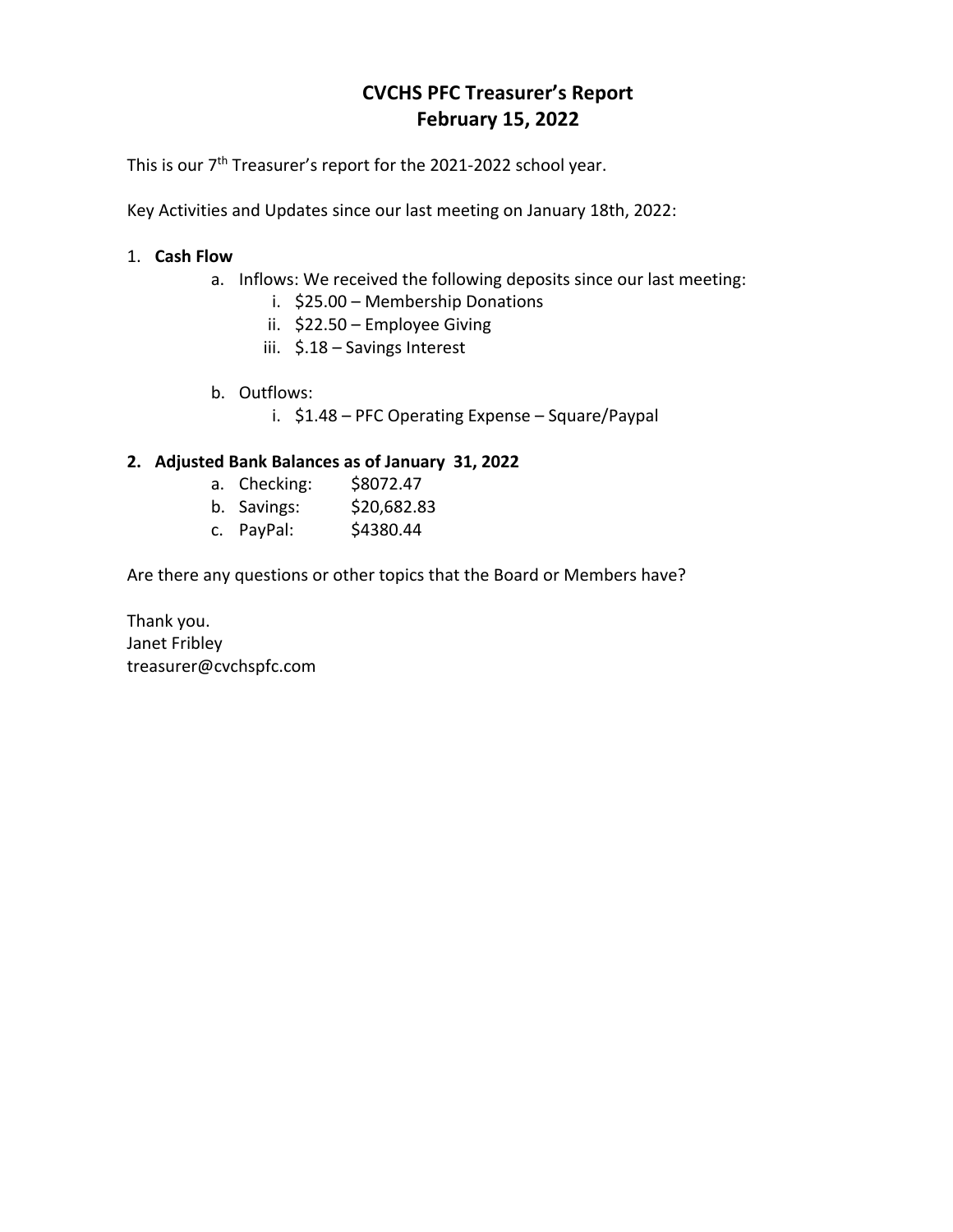# CVCHS PFC Treasurer's Report
## February 15, 2022

This is our 7th Treasurer's report for the 2021-2022 school year.

Key Activities and Updates since our last meeting on January 18th, 2022:

1. **Cash Flow**
   a. Inflows: We received the following deposits since our last meeting:
      i. $25.00 – Membership Donations
      ii. $22.50 – Employee Giving
      iii. $.18 – Savings Interest

   b. Outflows:
      i. $1.48 – PFC Operating Expense – Square/Paypal

2. **Adjusted Bank Balances as of January 31, 2022**
   a. Checking: $8072.47
   b. Savings: $20,682.83
   c. PayPal: $4380.44

Are there any questions or other topics that the Board or Members have?

Thank you.
Janet Fribley
treasurer@cvchspfc.com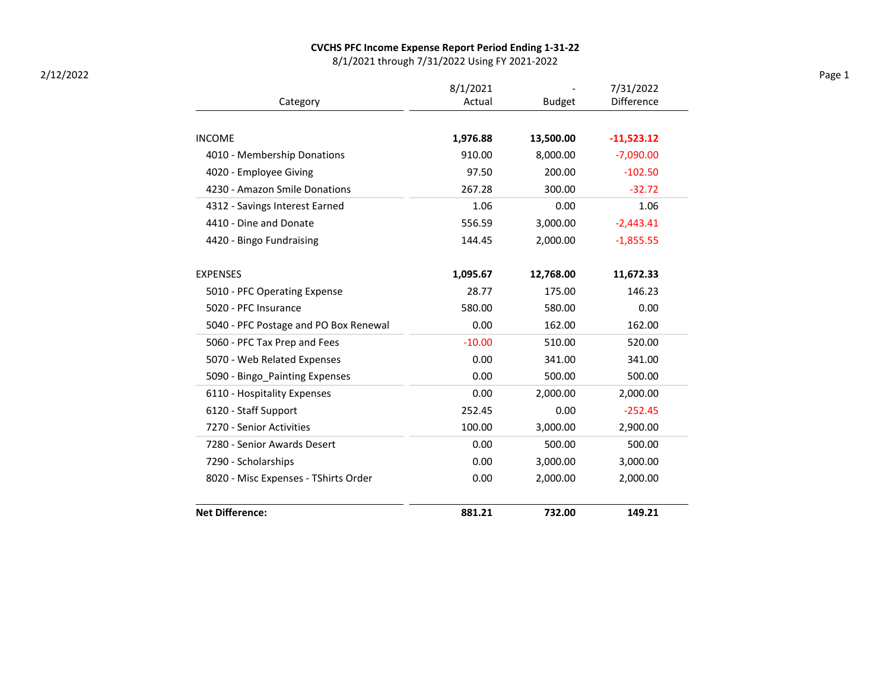**CVCHS PFC Income Expense Report Period Ending 1-31-22**

8/1/2021 through 7/31/2022 Using FY 2021-2022

2/12/2022

| Category | 8/1/2021 Actual | - Budget | 7/31/2022 Difference |
|---|---|---|---|
| INCOME | **1,976.88** | **13,500.00** | **-11,523.12** |
| 4010 - Membership Donations | 910.00 | 8,000.00 | -7,090.00 |
| 4020 - Employee Giving | 97.50 | 200.00 | -102.50 |
| 4230 - Amazon Smile Donations | 267.28 | 300.00 | -32.72 |
| 4312 - Savings Interest Earned | 1.06 | 0.00 | 1.06 |
| 4410 - Dine and Donate | 556.59 | 3,000.00 | -2,443.41 |
| 4420 - Bingo Fundraising | 144.45 | 2,000.00 | -1,855.55 |
| EXPENSES | **1,095.67** | **12,768.00** | **11,672.33** |
| 5010 - PFC Operating Expense | 28.77 | 175.00 | 146.23 |
| 5020 - PFC Insurance | 580.00 | 580.00 | 0.00 |
| 5040 - PFC Postage and PO Box Renewal | 0.00 | 162.00 | 162.00 |
| 5060 - PFC Tax Prep and Fees | -10.00 | 510.00 | 520.00 |
| 5070 - Web Related Expenses | 0.00 | 341.00 | 341.00 |
| 5090 - Bingo_Painting Expenses | 0.00 | 500.00 | 500.00 |
| 6110 - Hospitality Expenses | 0.00 | 2,000.00 | 2,000.00 |
| 6120 - Staff Support | 252.45 | 0.00 | -252.45 |
| 7270 - Senior Activities | 100.00 | 3,000.00 | 2,900.00 |
| 7280 - Senior Awards Desert | 0.00 | 500.00 | 500.00 |
| 7290 - Scholarships | 0.00 | 3,000.00 | 3,000.00 |
| 8020 - Misc Expenses - TShirts Order | 0.00 | 2,000.00 | 2,000.00 |
| **Net Difference:** | **881.21** | **732.00** | **149.21** |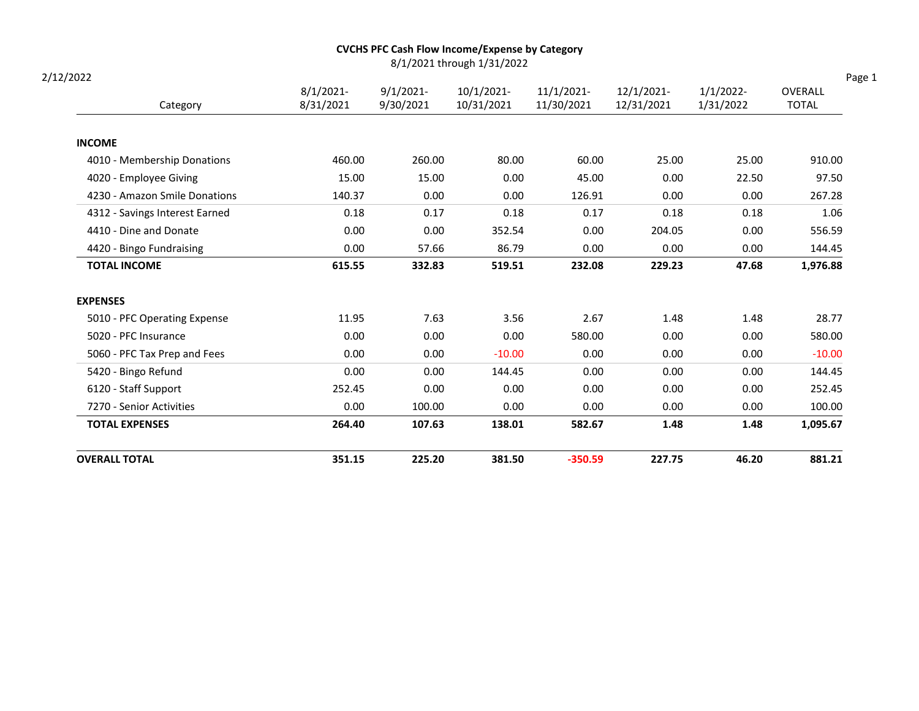## CVCHS PFC Cash Flow Income/Expense by Category

8/1/2021 through 1/31/2022

2/12/2022

| Category | 8/1/2021-8/31/2021 | 9/1/2021-9/30/2021 | 10/1/2021-10/31/2021 | 11/1/2021-11/30/2021 | 12/1/2021-12/31/2021 | 1/1/2022-1/31/2022 | OVERALL TOTAL |
|---|---|---|---|---|---|---|---|
| **INCOME** | | | | | | | |
| 4010 - Membership Donations | 460.00 | 260.00 | 80.00 | 60.00 | 25.00 | 25.00 | 910.00 |
| 4020 - Employee Giving | 15.00 | 15.00 | 0.00 | 45.00 | 0.00 | 22.50 | 97.50 |
| 4230 - Amazon Smile Donations | 140.37 | 0.00 | 0.00 | 126.91 | 0.00 | 0.00 | 267.28 |
| 4312 - Savings Interest Earned | 0.18 | 0.17 | 0.18 | 0.17 | 0.18 | 0.18 | 1.06 |
| 4410 - Dine and Donate | 0.00 | 0.00 | 352.54 | 0.00 | 204.05 | 0.00 | 556.59 |
| 4420 - Bingo Fundraising | 0.00 | 57.66 | 86.79 | 0.00 | 0.00 | 0.00 | 144.45 |
| **TOTAL INCOME** | **615.55** | **332.83** | **519.51** | **232.08** | **229.23** | **47.68** | **1,976.88** |
| **EXPENSES** | | | | | | | |
| 5010 - PFC Operating Expense | 11.95 | 7.63 | 3.56 | 2.67 | 1.48 | 1.48 | 28.77 |
| 5020 - PFC Insurance | 0.00 | 0.00 | 0.00 | 580.00 | 0.00 | 0.00 | 580.00 |
| 5060 - PFC Tax Prep and Fees | 0.00 | 0.00 | -10.00 | 0.00 | 0.00 | 0.00 | -10.00 |
| 5420 - Bingo Refund | 0.00 | 0.00 | 144.45 | 0.00 | 0.00 | 0.00 | 144.45 |
| 6120 - Staff Support | 252.45 | 0.00 | 0.00 | 0.00 | 0.00 | 0.00 | 252.45 |
| 7270 - Senior Activities | 0.00 | 100.00 | 0.00 | 0.00 | 0.00 | 0.00 | 100.00 |
| **TOTAL EXPENSES** | **264.40** | **107.63** | **138.01** | **582.67** | **1.48** | **1.48** | **1,095.67** |
| **OVERALL TOTAL** | **351.15** | **225.20** | **381.50** | **-350.59** | **227.75** | **46.20** | **881.21** |